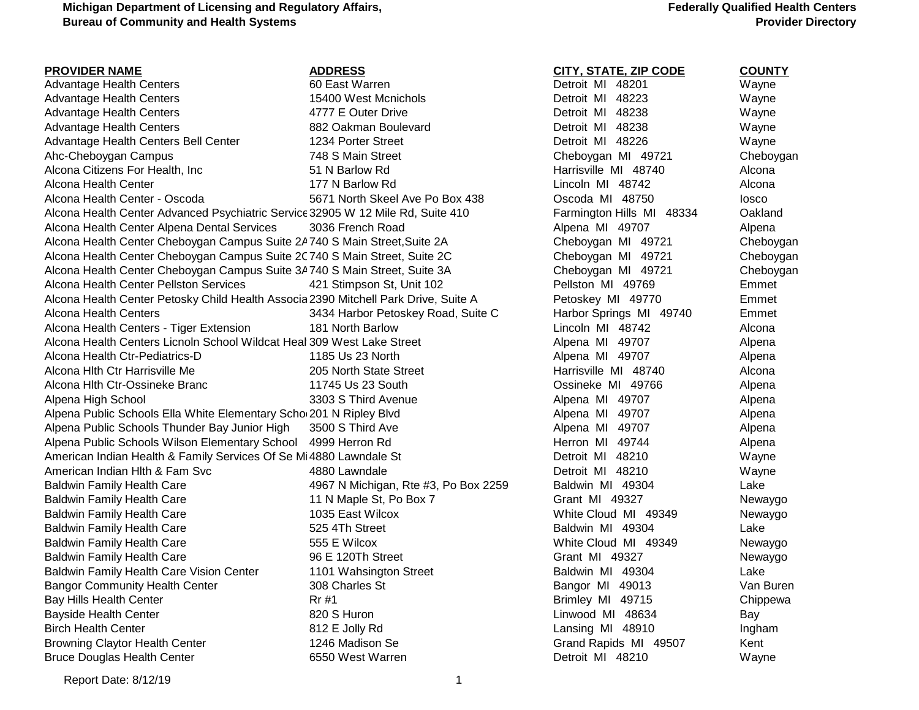Michigan Department of Licensing and Regulatory Affairs, Bureau of Community and Health Systems

Federally Qualified Health Centers Provider Directory

| PROVIDER NAME | ADDRESS | CITY, STATE, ZIP CODE | COUNTY |
|---|---|---|---|
| Advantage Health Centers | 60 East Warren | Detroit MI 48201 | Wayne |
| Advantage Health Centers | 15400 West Mcnichols | Detroit MI 48223 | Wayne |
| Advantage Health Centers | 4777 E Outer Drive | Detroit MI 48238 | Wayne |
| Advantage Health Centers | 882 Oakman Boulevard | Detroit MI 48238 | Wayne |
| Advantage Health Centers Bell Center | 1234 Porter Street | Detroit MI 48226 | Wayne |
| Ahc-Cheboygan Campus | 748 S Main Street | Cheboygan MI 49721 | Cheboygan |
| Alcona Citizens For Health, Inc | 51 N Barlow Rd | Harrisville MI 48740 | Alcona |
| Alcona Health Center | 177 N Barlow Rd | Lincoln MI 48742 | Alcona |
| Alcona Health Center - Oscoda | 5671 North Skeel Ave Po Box 438 | Oscoda MI 48750 | Iosco |
| Alcona Health Center Advanced Psychiatric Service | 32905 W 12 Mile Rd, Suite 410 | Farmington Hills MI 48334 | Oakland |
| Alcona Health Center Alpena Dental Services | 3036 French Road | Alpena MI 49707 | Alpena |
| Alcona Health Center Cheboygan Campus Suite 2A | 740 S Main Street,Suite 2A | Cheboygan MI 49721 | Cheboygan |
| Alcona Health Center Cheboygan Campus Suite 2C | 740 S Main Street, Suite 2C | Cheboygan MI 49721 | Cheboygan |
| Alcona Health Center Cheboygan Campus Suite 3A | 740 S Main Street, Suite 3A | Cheboygan MI 49721 | Cheboygan |
| Alcona Health Center Pellston Services | 421 Stimpson St, Unit 102 | Pellston MI 49769 | Emmet |
| Alcona Health Center Petosky Child Health Associa | 2390 Mitchell Park Drive, Suite A | Petoskey MI 49770 | Emmet |
| Alcona Health Centers | 3434 Harbor Petoskey Road, Suite C | Harbor Springs MI 49740 | Emmet |
| Alcona Health Centers - Tiger Extension | 181 North Barlow | Lincoln MI 48742 | Alcona |
| Alcona Health Centers Licnoln School Wildcat Heal | 309 West Lake Street | Alpena MI 49707 | Alpena |
| Alcona Health Ctr-Pediatrics-D | 1185 Us 23 North | Alpena MI 49707 | Alpena |
| Alcona Hlth Ctr Harrisville Me | 205 North State Street | Harrisville MI 48740 | Alcona |
| Alcona Hlth Ctr-Ossineke Branc | 11745 Us 23 South | Ossineke MI 49766 | Alpena |
| Alpena High School | 3303 S Third Avenue | Alpena MI 49707 | Alpena |
| Alpena Public Schools Ella White Elementary Scho | 201 N Ripley Blvd | Alpena MI 49707 | Alpena |
| Alpena Public Schools Thunder Bay Junior High | 3500 S Third Ave | Alpena MI 49707 | Alpena |
| Alpena Public Schools Wilson Elementary School | 4999 Herron Rd | Herron MI 49744 | Alpena |
| American Indian Health & Family Services Of Se Mi | 4880 Lawndale St | Detroit MI 48210 | Wayne |
| American Indian Hlth & Fam Svc | 4880 Lawndale | Detroit MI 48210 | Wayne |
| Baldwin Family Health Care | 4967 N Michigan, Rte #3, Po Box 2259 | Baldwin MI 49304 | Lake |
| Baldwin Family Health Care | 11 N Maple St, Po Box 7 | Grant MI 49327 | Newaygo |
| Baldwin Family Health Care | 1035 East Wilcox | White Cloud MI 49349 | Newaygo |
| Baldwin Family Health Care | 525 4Th Street | Baldwin MI 49304 | Lake |
| Baldwin Family Health Care | 555 E Wilcox | White Cloud MI 49349 | Newaygo |
| Baldwin Family Health Care | 96 E 120Th Street | Grant MI 49327 | Newaygo |
| Baldwin Family Health Care Vision Center | 1101 Wahsington Street | Baldwin MI 49304 | Lake |
| Bangor Community Health Center | 308 Charles St | Bangor MI 49013 | Van Buren |
| Bay Hills Health Center | Rr #1 | Brimley MI 49715 | Chippewa |
| Bayside Health Center | 820 S Huron | Linwood MI 48634 | Bay |
| Birch Health Center | 812 E Jolly Rd | Lansing MI 48910 | Ingham |
| Browning Claytor Health Center | 1246 Madison Se | Grand Rapids MI 49507 | Kent |
| Bruce Douglas Health Center | 6550 West Warren | Detroit MI 48210 | Wayne |

Report Date: 8/12/19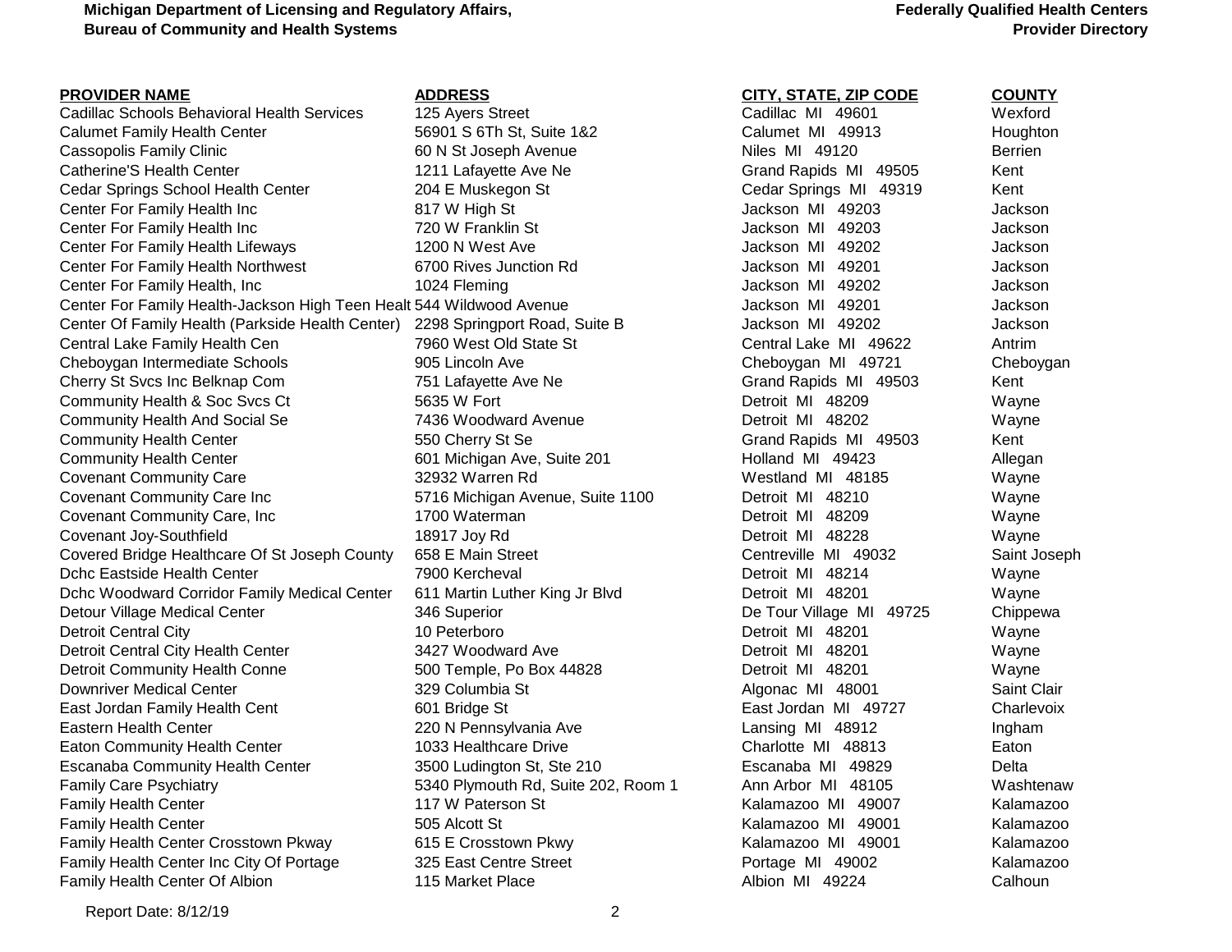| PROVIDER NAME | ADDRESS | CITY, STATE, ZIP CODE | COUNTY |
|---|---|---|---|
| Cadillac Schools Behavioral Health Services | 125 Ayers Street | Cadillac MI 49601 | Wexford |
| Calumet Family Health Center | 56901 S 6Th St, Suite 1&2 | Calumet MI 49913 | Houghton |
| Cassopolis Family Clinic | 60 N St Joseph Avenue | Niles MI 49120 | Berrien |
| Catherine'S Health Center | 1211 Lafayette Ave Ne | Grand Rapids MI 49505 | Kent |
| Cedar Springs School Health Center | 204 E Muskegon St | Cedar Springs MI 49319 | Kent |
| Center For Family Health Inc | 817 W High St | Jackson MI 49203 | Jackson |
| Center For Family Health Inc | 720 W Franklin St | Jackson MI 49203 | Jackson |
| Center For Family Health Lifeways | 1200 N West Ave | Jackson MI 49202 | Jackson |
| Center For Family Health Northwest | 6700 Rives Junction Rd | Jackson MI 49201 | Jackson |
| Center For Family Health, Inc | 1024 Fleming | Jackson MI 49202 | Jackson |
| Center For Family Health-Jackson High Teen Healt | 544 Wildwood Avenue | Jackson MI 49201 | Jackson |
| Center Of Family Health (Parkside Health Center) | 2298 Springport Road, Suite B | Jackson MI 49202 | Jackson |
| Central Lake Family Health Cen | 7960 West Old State St | Central Lake MI 49622 | Antrim |
| Cheboygan Intermediate Schools | 905 Lincoln Ave | Cheboygan MI 49721 | Cheboygan |
| Cherry St Svcs Inc Belknap Com | 751 Lafayette Ave Ne | Grand Rapids MI 49503 | Kent |
| Community Health & Soc Svcs Ct | 5635 W Fort | Detroit MI 48209 | Wayne |
| Community Health And Social Se | 7436 Woodward Avenue | Detroit MI 48202 | Wayne |
| Community Health Center | 550 Cherry St Se | Grand Rapids MI 49503 | Kent |
| Community Health Center | 601 Michigan Ave, Suite 201 | Holland MI 49423 | Allegan |
| Covenant Community Care | 32932 Warren Rd | Westland MI 48185 | Wayne |
| Covenant Community Care Inc | 5716 Michigan Avenue, Suite 1100 | Detroit MI 48210 | Wayne |
| Covenant Community Care, Inc | 1700 Waterman | Detroit MI 48209 | Wayne |
| Covenant Joy-Southfield | 18917 Joy Rd | Detroit MI 48228 | Wayne |
| Covered Bridge Healthcare Of St Joseph County | 658 E Main Street | Centreville MI 49032 | Saint Joseph |
| Dchc Eastside Health Center | 7900 Kercheval | Detroit MI 48214 | Wayne |
| Dchc Woodward Corridor Family Medical Center | 611 Martin Luther King Jr Blvd | Detroit MI 48201 | Wayne |
| Detour Village Medical Center | 346 Superior | De Tour Village MI 49725 | Chippewa |
| Detroit Central City | 10 Peterboro | Detroit MI 48201 | Wayne |
| Detroit Central City Health Center | 3427 Woodward Ave | Detroit MI 48201 | Wayne |
| Detroit Community Health Conne | 500 Temple, Po Box 44828 | Detroit MI 48201 | Wayne |
| Downriver Medical Center | 329 Columbia St | Algonac MI 48001 | Saint Clair |
| East Jordan Family Health Cent | 601 Bridge St | East Jordan MI 49727 | Charlevoix |
| Eastern Health Center | 220 N Pennsylvania Ave | Lansing MI 48912 | Ingham |
| Eaton Community Health Center | 1033 Healthcare Drive | Charlotte MI 48813 | Eaton |
| Escanaba Community Health Center | 3500 Ludington St, Ste 210 | Escanaba MI 49829 | Delta |
| Family Care Psychiatry | 5340 Plymouth Rd, Suite 202, Room 1 | Ann Arbor MI 48105 | Washtenaw |
| Family Health Center | 117 W Paterson St | Kalamazoo MI 49007 | Kalamazoo |
| Family Health Center | 505 Alcott St | Kalamazoo MI 49001 | Kalamazoo |
| Family Health Center Crosstown Pkway | 615 E Crosstown Pkwy | Kalamazoo MI 49001 | Kalamazoo |
| Family Health Center Inc City Of Portage | 325 East Centre Street | Portage MI 49002 | Kalamazoo |
| Family Health Center Of Albion | 115 Market Place | Albion MI 49224 | Calhoun |

Report Date: 8/12/19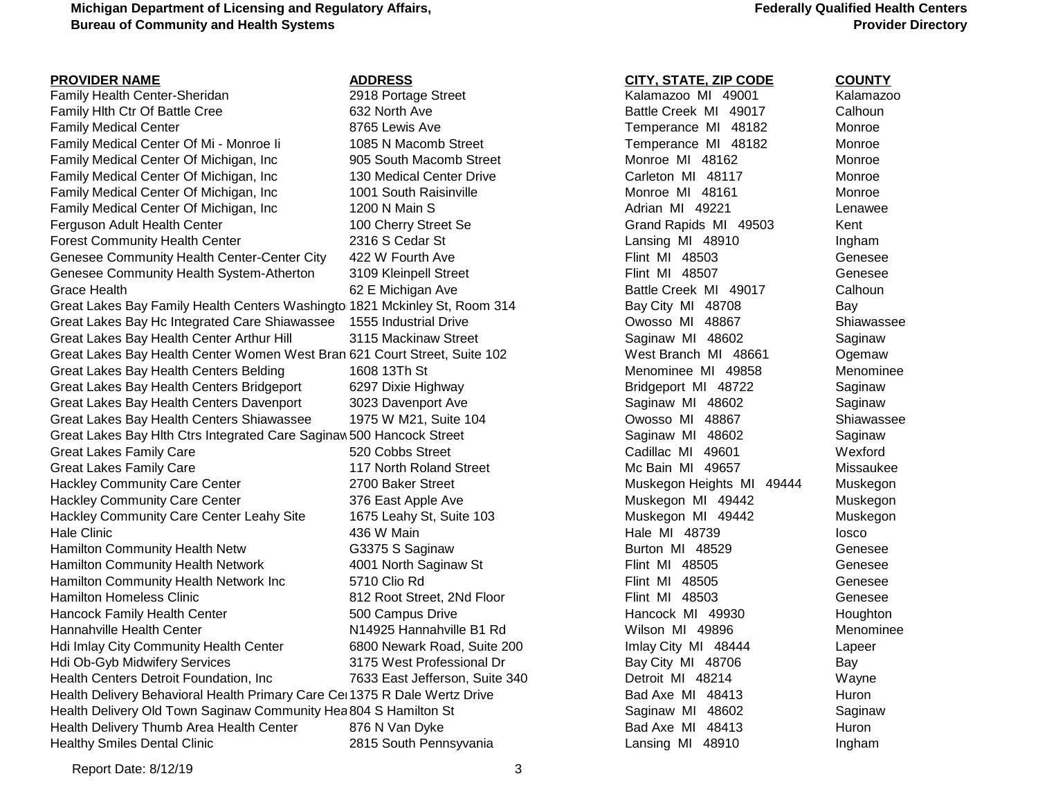| PROVIDER NAME | ADDRESS | CITY, STATE, ZIP CODE | COUNTY |
|---|---|---|---|
| Family Health Center-Sheridan | 2918 Portage Street | Kalamazoo MI 49001 | Kalamazoo |
| Family Hlth Ctr Of Battle Cree | 632 North Ave | Battle Creek MI 49017 | Calhoun |
| Family Medical Center | 8765 Lewis Ave | Temperance MI 48182 | Monroe |
| Family Medical Center Of Mi - Monroe Ii | 1085 N Macomb Street | Temperance MI 48182 | Monroe |
| Family Medical Center Of Michigan, Inc | 905 South Macomb Street | Monroe MI 48162 | Monroe |
| Family Medical Center Of Michigan, Inc | 130 Medical Center Drive | Carleton MI 48117 | Monroe |
| Family Medical Center Of Michigan, Inc | 1001 South Raisinville | Monroe MI 48161 | Monroe |
| Family Medical Center Of Michigan, Inc | 1200 N Main S | Adrian MI 49221 | Lenawee |
| Ferguson Adult Health Center | 100 Cherry Street Se | Grand Rapids MI 49503 | Kent |
| Forest Community Health Center | 2316 S Cedar St | Lansing MI 48910 | Ingham |
| Genesee Community Health Center-Center City | 422 W Fourth Ave | Flint MI 48503 | Genesee |
| Genesee Community Health System-Atherton | 3109 Kleinpell Street | Flint MI 48507 | Genesee |
| Grace Health | 62 E Michigan Ave | Battle Creek MI 49017 | Calhoun |
| Great Lakes Bay Family Health Centers Washingto | 1821 Mckinley St, Room 314 | Bay City MI 48708 | Bay |
| Great Lakes Bay Hc Integrated Care Shiawassee | 1555 Industrial Drive | Owosso MI 48867 | Shiawassee |
| Great Lakes Bay Health Center Arthur Hill | 3115 Mackinaw Street | Saginaw MI 48602 | Saginaw |
| Great Lakes Bay Health Center Women West Bran | 621 Court Street, Suite 102 | West Branch MI 48661 | Ogemaw |
| Great Lakes Bay Health Centers Belding | 1608 13Th St | Menominee MI 49858 | Menominee |
| Great Lakes Bay Health Centers Bridgeport | 6297 Dixie Highway | Bridgeport MI 48722 | Saginaw |
| Great Lakes Bay Health Centers Davenport | 3023 Davenport Ave | Saginaw MI 48602 | Saginaw |
| Great Lakes Bay Health Centers Shiawassee | 1975 W M21, Suite 104 | Owosso MI 48867 | Shiawassee |
| Great Lakes Bay Hlth Ctrs Integrated Care Saginaw | 500 Hancock Street | Saginaw MI 48602 | Saginaw |
| Great Lakes Family Care | 520 Cobbs Street | Cadillac MI 49601 | Wexford |
| Great Lakes Family Care | 117 North Roland Street | Mc Bain MI 49657 | Missaukee |
| Hackley Community Care Center | 2700 Baker Street | Muskegon Heights MI 49444 | Muskegon |
| Hackley Community Care Center | 376 East Apple Ave | Muskegon MI 49442 | Muskegon |
| Hackley Community Care Center Leahy Site | 1675 Leahy St, Suite 103 | Muskegon MI 49442 | Muskegon |
| Hale Clinic | 436 W Main | Hale MI 48739 | Iosco |
| Hamilton Community Health Netw | G3375 S Saginaw | Burton MI 48529 | Genesee |
| Hamilton Community Health Network | 4001 North Saginaw St | Flint MI 48505 | Genesee |
| Hamilton Community Health Network Inc | 5710 Clio Rd | Flint MI 48505 | Genesee |
| Hamilton Homeless Clinic | 812 Root Street, 2Nd Floor | Flint MI 48503 | Genesee |
| Hancock Family Health Center | 500 Campus Drive | Hancock MI 49930 | Houghton |
| Hannahville Health Center | N14925 Hannahville B1 Rd | Wilson MI 49896 | Menominee |
| Hdi Imlay City Community Health Center | 6800 Newark Road, Suite 200 | Imlay City MI 48444 | Lapeer |
| Hdi Ob-Gyb Midwifery Services | 3175 West Professional Dr | Bay City MI 48706 | Bay |
| Health Centers Detroit Foundation, Inc | 7633 East Jefferson, Suite 340 | Detroit MI 48214 | Wayne |
| Health Delivery Behavioral Health Primary Care Cer | 1375 R Dale Wertz Drive | Bad Axe MI 48413 | Huron |
| Health Delivery Old Town Saginaw Community Hea | 804 S Hamilton St | Saginaw MI 48602 | Saginaw |
| Health Delivery Thumb Area Health Center | 876 N Van Dyke | Bad Axe MI 48413 | Huron |
| Healthy Smiles Dental Clinic | 2815 South Pennsyvania | Lansing MI 48910 | Ingham |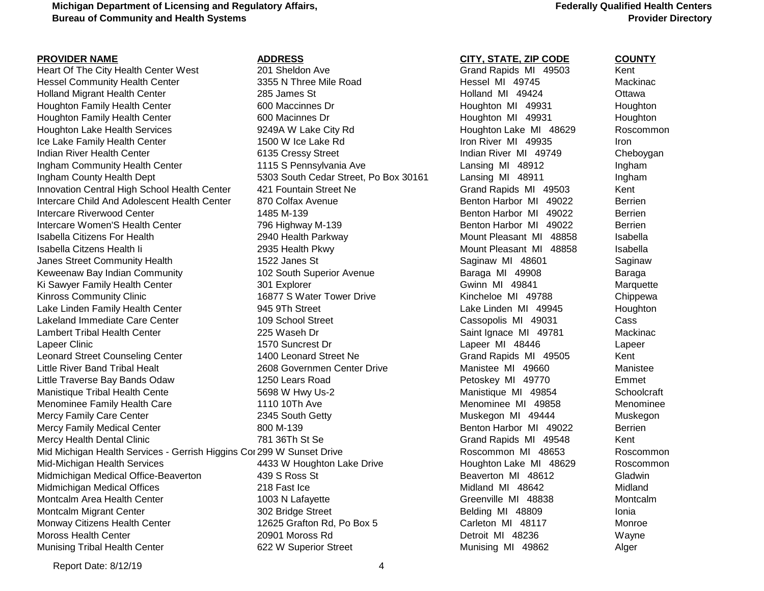| PROVIDER NAME | ADDRESS | CITY, STATE, ZIP CODE | COUNTY |
|---|---|---|---|
| Heart Of The City Health Center West | 201 Sheldon Ave | Grand Rapids MI 49503 | Kent |
| Hessel Community Health Center | 3355 N Three Mile Road | Hessel MI 49745 | Mackinac |
| Holland Migrant Health Center | 285 James St | Holland MI 49424 | Ottawa |
| Houghton Family Health Center | 600 Maccinnes Dr | Houghton MI 49931 | Houghton |
| Houghton Family Health Center | 600 Macinnes Dr | Houghton MI 49931 | Houghton |
| Houghton Lake Health Services | 9249A W Lake City Rd | Houghton Lake MI 48629 | Roscommon |
| Ice Lake Family Health Center | 1500 W Ice Lake Rd | Iron River MI 49935 | Iron |
| Indian River Health Center | 6135 Cressy Street | Indian River MI 49749 | Cheboygan |
| Ingham Community Health Center | 1115 S Pennsylvania Ave | Lansing MI 48912 | Ingham |
| Ingham County Health Dept | 5303 South Cedar Street, Po Box 30161 | Lansing MI 48911 | Ingham |
| Innovation Central High School Health Center | 421 Fountain Street Ne | Grand Rapids MI 49503 | Kent |
| Intercare Child And Adolescent Health Center | 870 Colfax Avenue | Benton Harbor MI 49022 | Berrien |
| Intercare Riverwood Center | 1485 M-139 | Benton Harbor MI 49022 | Berrien |
| Intercare Women'S Health Center | 796 Highway M-139 | Benton Harbor MI 49022 | Berrien |
| Isabella Citizens For Health | 2940 Health Parkway | Mount Pleasant MI 48858 | Isabella |
| Isabella Citzens Health Ii | 2935 Health Pkwy | Mount Pleasant MI 48858 | Isabella |
| Janes Street Community Health | 1522 Janes St | Saginaw MI 48601 | Saginaw |
| Keweenaw Bay Indian Community | 102 South Superior Avenue | Baraga MI 49908 | Baraga |
| Ki Sawyer Family Health Center | 301 Explorer | Gwinn MI 49841 | Marquette |
| Kinross Community Clinic | 16877 S Water Tower Drive | Kincheloe MI 49788 | Chippewa |
| Lake Linden Family Health Center | 945 9Th Street | Lake Linden MI 49945 | Houghton |
| Lakeland Immediate Care Center | 109 School Street | Cassopolis MI 49031 | Cass |
| Lambert Tribal Health Center | 225 Waseh Dr | Saint Ignace MI 49781 | Mackinac |
| Lapeer Clinic | 1570 Suncrest Dr | Lapeer MI 48446 | Lapeer |
| Leonard Street Counseling Center | 1400 Leonard Street Ne | Grand Rapids MI 49505 | Kent |
| Little River Band Tribal Healt | 2608 Governmen Center Drive | Manistee MI 49660 | Manistee |
| Little Traverse Bay Bands Odaw | 1250 Lears Road | Petoskey MI 49770 | Emmet |
| Manistique Tribal Health Cente | 5698 W Hwy Us-2 | Manistique MI 49854 | Schoolcraft |
| Menominee Family Health Care | 1110 10Th Ave | Menominee MI 49858 | Menominee |
| Mercy Family Care Center | 2345 South Getty | Muskegon MI 49444 | Muskegon |
| Mercy Family Medical Center | 800 M-139 | Benton Harbor MI 49022 | Berrien |
| Mercy Health Dental Clinic | 781 36Th St Se | Grand Rapids MI 49548 | Kent |
| Mid Michigan Health Services - Gerrish Higgins Cor | 299 W Sunset Drive | Roscommon MI 48653 | Roscommon |
| Mid-Michigan Health Services | 4433 W Houghton Lake Drive | Houghton Lake MI 48629 | Roscommon |
| Midmichigan Medical Office-Beaverton | 439 S Ross St | Beaverton MI 48612 | Gladwin |
| Midmichigan Medical Offices | 218 Fast Ice | Midland MI 48642 | Midland |
| Montcalm Area Health Center | 1003 N Lafayette | Greenville MI 48838 | Montcalm |
| Montcalm Migrant Center | 302 Bridge Street | Belding MI 48809 | Ionia |
| Monway Citizens Health Center | 12625 Grafton Rd, Po Box 5 | Carleton MI 48117 | Monroe |
| Moross Health Center | 20901 Moross Rd | Detroit MI 48236 | Wayne |
| Munising Tribal Health Center | 622 W Superior Street | Munising MI 49862 | Alger |

Report Date: 8/12/19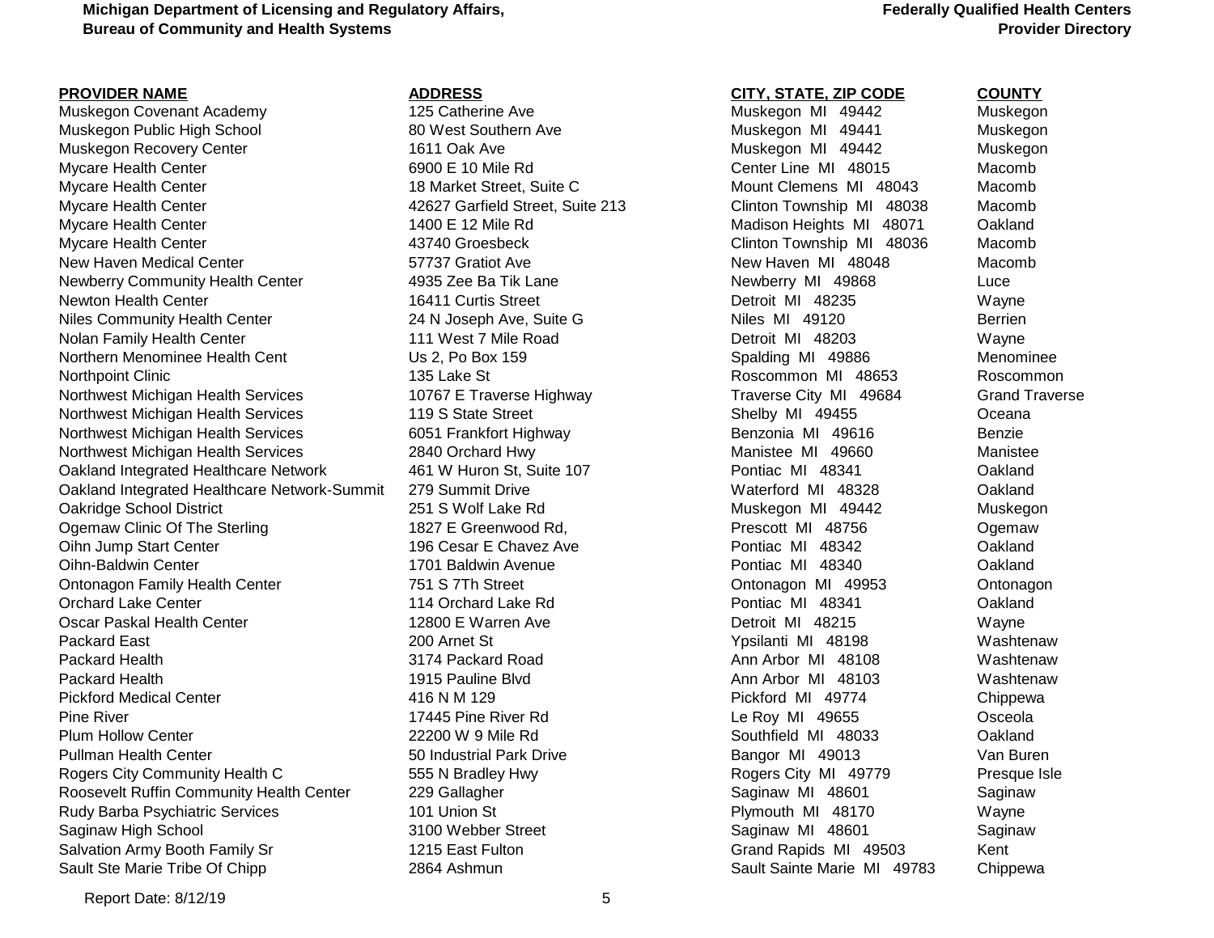| PROVIDER NAME | ADDRESS | CITY, STATE, ZIP CODE | COUNTY |
|---|---|---|---|
| Muskegon Covenant Academy | 125 Catherine Ave | Muskegon MI 49442 | Muskegon |
| Muskegon Public High School | 80 West Southern Ave | Muskegon MI 49441 | Muskegon |
| Muskegon Recovery Center | 1611 Oak Ave | Muskegon MI 49442 | Muskegon |
| Mycare Health Center | 6900 E 10 Mile Rd | Center Line MI 48015 | Macomb |
| Mycare Health Center | 18 Market Street, Suite C | Mount Clemens MI 48043 | Macomb |
| Mycare Health Center | 42627 Garfield Street, Suite 213 | Clinton Township MI 48038 | Macomb |
| Mycare Health Center | 1400 E 12 Mile Rd | Madison Heights MI 48071 | Oakland |
| Mycare Health Center | 43740 Groesbeck | Clinton Township MI 48036 | Macomb |
| New Haven Medical Center | 57737 Gratiot Ave | New Haven MI 48048 | Macomb |
| Newberry Community Health Center | 4935 Zee Ba Tik Lane | Newberry MI 49868 | Luce |
| Newton Health Center | 16411 Curtis Street | Detroit MI 48235 | Wayne |
| Niles Community Health Center | 24 N Joseph Ave, Suite G | Niles MI 49120 | Berrien |
| Nolan Family Health Center | 111 West 7 Mile Road | Detroit MI 48203 | Wayne |
| Northern Menominee Health Cent | Us 2, Po Box 159 | Spalding MI 49886 | Menominee |
| Northpoint Clinic | 135 Lake St | Roscommon MI 48653 | Roscommon |
| Northwest Michigan Health Services | 10767 E Traverse Highway | Traverse City MI 49684 | Grand Traverse |
| Northwest Michigan Health Services | 119 S State Street | Shelby MI 49455 | Oceana |
| Northwest Michigan Health Services | 6051 Frankfort Highway | Benzonia MI 49616 | Benzie |
| Northwest Michigan Health Services | 2840 Orchard Hwy | Manistee MI 49660 | Manistee |
| Oakland Integrated Healthcare Network | 461 W Huron St, Suite 107 | Pontiac MI 48341 | Oakland |
| Oakland Integrated Healthcare Network-Summit | 279 Summit Drive | Waterford MI 48328 | Oakland |
| Oakridge School District | 251 S Wolf Lake Rd | Muskegon MI 49442 | Muskegon |
| Ogemaw Clinic Of The Sterling | 1827 E Greenwood Rd, | Prescott MI 48756 | Ogemaw |
| Oihn Jump Start Center | 196 Cesar E Chavez Ave | Pontiac MI 48342 | Oakland |
| Oihn-Baldwin Center | 1701 Baldwin Avenue | Pontiac MI 48340 | Oakland |
| Ontonagon Family Health Center | 751 S 7Th Street | Ontonagon MI 49953 | Ontonagon |
| Orchard Lake Center | 114 Orchard Lake Rd | Pontiac MI 48341 | Oakland |
| Oscar Paskal Health Center | 12800 E Warren Ave | Detroit MI 48215 | Wayne |
| Packard East | 200 Arnet St | Ypsilanti MI 48198 | Washtenaw |
| Packard Health | 3174 Packard Road | Ann Arbor MI 48108 | Washtenaw |
| Packard Health | 1915 Pauline Blvd | Ann Arbor MI 48103 | Washtenaw |
| Pickford Medical Center | 416 N M 129 | Pickford MI 49774 | Chippewa |
| Pine River | 17445 Pine River Rd | Le Roy MI 49655 | Osceola |
| Plum Hollow Center | 22200 W 9 Mile Rd | Southfield MI 48033 | Oakland |
| Pullman Health Center | 50 Industrial Park Drive | Bangor MI 49013 | Van Buren |
| Rogers City Community Health C | 555 N Bradley Hwy | Rogers City MI 49779 | Presque Isle |
| Roosevelt Ruffin Community Health Center | 229 Gallagher | Saginaw MI 48601 | Saginaw |
| Rudy Barba Psychiatric Services | 101 Union St | Plymouth MI 48170 | Wayne |
| Saginaw High School | 3100 Webber Street | Saginaw MI 48601 | Saginaw |
| Salvation Army Booth Family Sr | 1215 East Fulton | Grand Rapids MI 49503 | Kent |
| Sault Ste Marie Tribe Of Chipp | 2864 Ashmun | Sault Sainte Marie MI 49783 | Chippewa |

Report Date: 8/12/19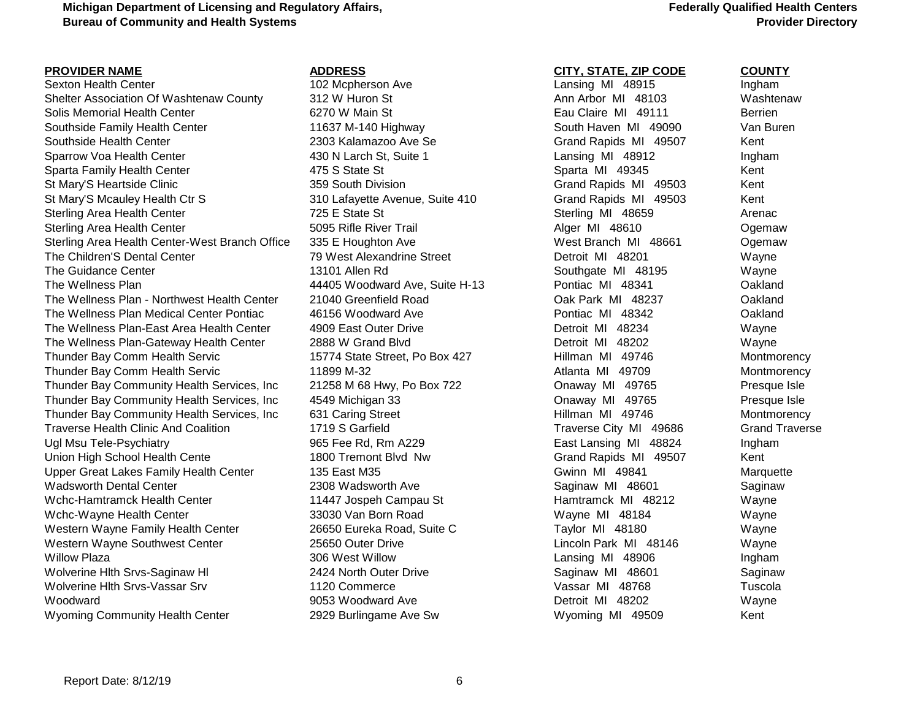| PROVIDER NAME | ADDRESS | CITY, STATE, ZIP CODE | COUNTY |
|---|---|---|---|
| Sexton Health Center | 102 Mcpherson Ave | Lansing MI 48915 | Ingham |
| Shelter Association Of Washtenaw County | 312 W Huron St | Ann Arbor MI 48103 | Washtenaw |
| Solis Memorial Health Center | 6270 W Main St | Eau Claire MI 49111 | Berrien |
| Southside Family Health Center | 11637 M-140 Highway | South Haven MI 49090 | Van Buren |
| Southside Health Center | 2303 Kalamazoo Ave Se | Grand Rapids MI 49507 | Kent |
| Sparrow Voa Health Center | 430 N Larch St, Suite 1 | Lansing MI 48912 | Ingham |
| Sparta Family Health Center | 475 S State St | Sparta MI 49345 | Kent |
| St Mary'S Heartside Clinic | 359 South Division | Grand Rapids MI 49503 | Kent |
| St Mary'S Mcauley Health Ctr S | 310 Lafayette Avenue, Suite 410 | Grand Rapids MI 49503 | Kent |
| Sterling Area Health Center | 725 E State St | Sterling MI 48659 | Arenac |
| Sterling Area Health Center | 5095 Rifle River Trail | Alger MI 48610 | Ogemaw |
| Sterling Area Health Center-West Branch Office | 335 E Houghton Ave | West Branch MI 48661 | Ogemaw |
| The Children'S Dental Center | 79 West Alexandrine Street | Detroit MI 48201 | Wayne |
| The Guidance Center | 13101 Allen Rd | Southgate MI 48195 | Wayne |
| The Wellness Plan | 44405 Woodward Ave, Suite H-13 | Pontiac MI 48341 | Oakland |
| The Wellness Plan - Northwest Health Center | 21040 Greenfield Road | Oak Park MI 48237 | Oakland |
| The Wellness Plan Medical Center Pontiac | 46156 Woodward Ave | Pontiac MI 48342 | Oakland |
| The Wellness Plan-East Area Health Center | 4909 East Outer Drive | Detroit MI 48234 | Wayne |
| The Wellness Plan-Gateway Health Center | 2888 W Grand Blvd | Detroit MI 48202 | Wayne |
| Thunder Bay Comm Health Servic | 15774 State Street, Po Box 427 | Hillman MI 49746 | Montmorency |
| Thunder Bay Comm Health Servic | 11899 M-32 | Atlanta MI 49709 | Montmorency |
| Thunder Bay Community Health Services, Inc | 21258 M 68 Hwy, Po Box 722 | Onaway MI 49765 | Presque Isle |
| Thunder Bay Community Health Services, Inc | 4549 Michigan 33 | Onaway MI 49765 | Presque Isle |
| Thunder Bay Community Health Services, Inc | 631 Caring Street | Hillman MI 49746 | Montmorency |
| Traverse Health Clinic And Coalition | 1719 S Garfield | Traverse City MI 49686 | Grand Traverse |
| Ugl Msu Tele-Psychiatry | 965 Fee Rd, Rm A229 | East Lansing MI 48824 | Ingham |
| Union High School Health Cente | 1800 Tremont Blvd Nw | Grand Rapids MI 49507 | Kent |
| Upper Great Lakes Family Health Center | 135 East M35 | Gwinn MI 49841 | Marquette |
| Wadsworth Dental Center | 2308 Wadsworth Ave | Saginaw MI 48601 | Saginaw |
| Wchc-Hamtramck Health Center | 11447 Jospeh Campau St | Hamtramck MI 48212 | Wayne |
| Wchc-Wayne Health Center | 33030 Van Born Road | Wayne MI 48184 | Wayne |
| Western Wayne Family Health Center | 26650 Eureka Road, Suite C | Taylor MI 48180 | Wayne |
| Western Wayne Southwest Center | 25650 Outer Drive | Lincoln Park MI 48146 | Wayne |
| Willow Plaza | 306 West Willow | Lansing MI 48906 | Ingham |
| Wolverine Hlth Srvs-Saginaw Hl | 2424 North Outer Drive | Saginaw MI 48601 | Saginaw |
| Wolverine Hlth Srvs-Vassar Srv | 1120 Commerce | Vassar MI 48768 | Tuscola |
| Woodward | 9053 Woodward Ave | Detroit MI 48202 | Wayne |
| Wyoming Community Health Center | 2929 Burlingame Ave Sw | Wyoming MI 49509 | Kent |